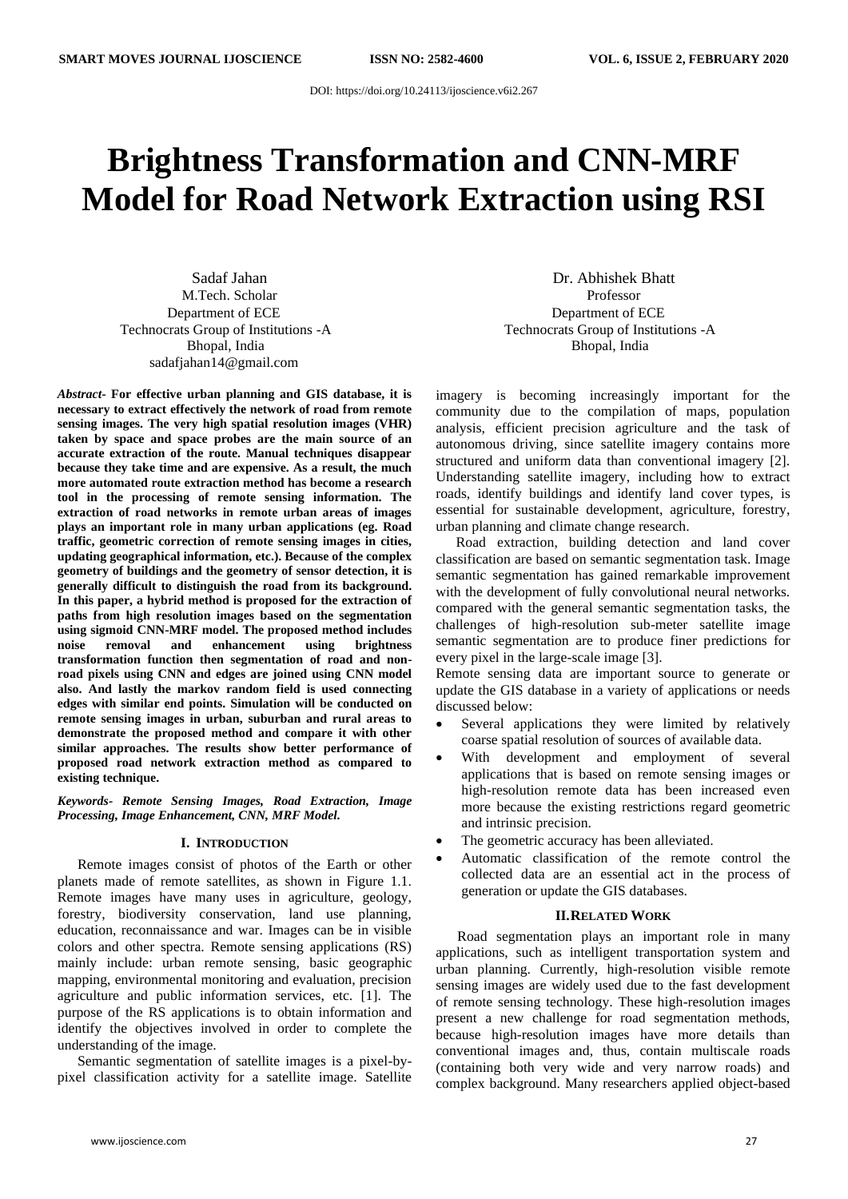DOI: https://doi.org/10.24113/ijoscience.v6i2.267

# Brightness Transformation and CNN-MRF Model for Road Network Extraction using RSI

Sadaf Jahan
M.Tech. Scholar
Department of ECE
Technocrats Group of Institutions -A
Bhopal, India
sadafjahan14@gmail.com

Dr. Abhishek Bhatt
Professor
Department of ECE
Technocrats Group of Institutions -A
Bhopal, India

***Abstract*-** **For effective urban planning and GIS database, it is necessary to extract effectively the network of road from remote sensing images. The very high spatial resolution images (VHR) taken by space and space probes are the main source of an accurate extraction of the route. Manual techniques disappear because they take time and are expensive. As a result, the much more automated route extraction method has become a research tool in the processing of remote sensing information. The extraction of road networks in remote urban areas of images plays an important role in many urban applications (eg. Road traffic, geometric correction of remote sensing images in cities, updating geographical information, etc.). Because of the complex geometry of buildings and the geometry of sensor detection, it is generally difficult to distinguish the road from its background. In this paper, a hybrid method is proposed for the extraction of paths from high resolution images based on the segmentation using sigmoid CNN-MRF model. The proposed method includes noise removal and enhancement using brightness transformation function then segmentation of road and non-road pixels using CNN and edges are joined using CNN model also. And lastly the markov random field is used connecting edges with similar end points. Simulation will be conducted on remote sensing images in urban, suburban and rural areas to demonstrate the proposed method and compare it with other similar approaches. The results show better performance of proposed road network extraction method as compared to existing technique.**

***Keywords- Remote Sensing Images, Road Extraction, Image Processing, Image Enhancement, CNN, MRF Model.***

## I. Introduction

Remote images consist of photos of the Earth or other planets made of remote satellites, as shown in Figure 1.1. Remote images have many uses in agriculture, geology, forestry, biodiversity conservation, land use planning, education, reconnaissance and war. Images can be in visible colors and other spectra. Remote sensing applications (RS) mainly include: urban remote sensing, basic geographic mapping, environmental monitoring and evaluation, precision agriculture and public information services, etc. [1]. The purpose of the RS applications is to obtain information and identify the objectives involved in order to complete the understanding of the image.

Semantic segmentation of satellite images is a pixel-by-pixel classification activity for a satellite image. Satellite imagery is becoming increasingly important for the community due to the compilation of maps, population analysis, efficient precision agriculture and the task of autonomous driving, since satellite imagery contains more structured and uniform data than conventional imagery [2]. Understanding satellite imagery, including how to extract roads, identify buildings and identify land cover types, is essential for sustainable development, agriculture, forestry, urban planning and climate change research.

Road extraction, building detection and land cover classification are based on semantic segmentation task. Image semantic segmentation has gained remarkable improvement with the development of fully convolutional neural networks. compared with the general semantic segmentation tasks, the challenges of high-resolution sub-meter satellite image semantic segmentation are to produce finer predictions for every pixel in the large-scale image [3].

Remote sensing data are important source to generate or update the GIS database in a variety of applications or needs discussed below:

- Several applications they were limited by relatively coarse spatial resolution of sources of available data.
- With development and employment of several applications that is based on remote sensing images or high-resolution remote data has been increased even more because the existing restrictions regard geometric and intrinsic precision.
- The geometric accuracy has been alleviated.
- Automatic classification of the remote control the collected data are an essential act in the process of generation or update the GIS databases.

## II. Related Work

Road segmentation plays an important role in many applications, such as intelligent transportation system and urban planning. Currently, high-resolution visible remote sensing images are widely used due to the fast development of remote sensing technology. These high-resolution images present a new challenge for road segmentation methods, because high-resolution images have more details than conventional images and, thus, contain multiscale roads (containing both very wide and very narrow roads) and complex background. Many researchers applied object-based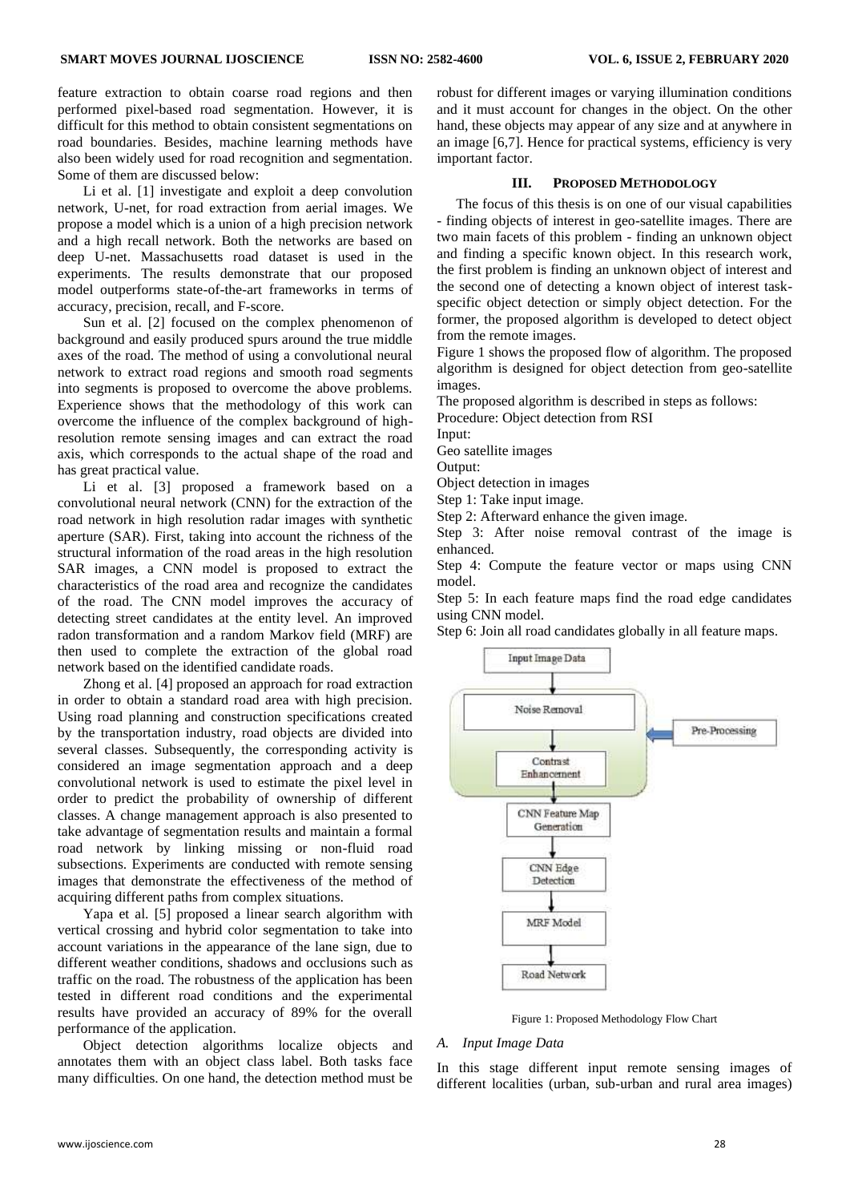feature extraction to obtain coarse road regions and then performed pixel-based road segmentation. However, it is difficult for this method to obtain consistent segmentations on road boundaries. Besides, machine learning methods have also been widely used for road recognition and segmentation. Some of them are discussed below:

Li et al. [1] investigate and exploit a deep convolution network, U-net, for road extraction from aerial images. We propose a model which is a union of a high precision network and a high recall network. Both the networks are based on deep U-net. Massachusetts road dataset is used in the experiments. The results demonstrate that our proposed model outperforms state-of-the-art frameworks in terms of accuracy, precision, recall, and F-score.

Sun et al. [2] focused on the complex phenomenon of background and easily produced spurs around the true middle axes of the road. The method of using a convolutional neural network to extract road regions and smooth road segments into segments is proposed to overcome the above problems. Experience shows that the methodology of this work can overcome the influence of the complex background of high-resolution remote sensing images and can extract the road axis, which corresponds to the actual shape of the road and has great practical value.

Li et al. [3] proposed a framework based on a convolutional neural network (CNN) for the extraction of the road network in high resolution radar images with synthetic aperture (SAR). First, taking into account the richness of the structural information of the road areas in the high resolution SAR images, a CNN model is proposed to extract the characteristics of the road area and recognize the candidates of the road. The CNN model improves the accuracy of detecting street candidates at the entity level. An improved radon transformation and a random Markov field (MRF) are then used to complete the extraction of the global road network based on the identified candidate roads.

Zhong et al. [4] proposed an approach for road extraction in order to obtain a standard road area with high precision. Using road planning and construction specifications created by the transportation industry, road objects are divided into several classes. Subsequently, the corresponding activity is considered an image segmentation approach and a deep convolutional network is used to estimate the pixel level in order to predict the probability of ownership of different classes. A change management approach is also presented to take advantage of segmentation results and maintain a formal road network by linking missing or non-fluid road subsections. Experiments are conducted with remote sensing images that demonstrate the effectiveness of the method of acquiring different paths from complex situations.

Yapa et al. [5] proposed a linear search algorithm with vertical crossing and hybrid color segmentation to take into account variations in the appearance of the lane sign, due to different weather conditions, shadows and occlusions such as traffic on the road. The robustness of the application has been tested in different road conditions and the experimental results have provided an accuracy of 89% for the overall performance of the application.

Object detection algorithms localize objects and annotates them with an object class label. Both tasks face many difficulties. On one hand, the detection method must be robust for different images or varying illumination conditions and it must account for changes in the object. On the other hand, these objects may appear of any size and at anywhere in an image [6,7]. Hence for practical systems, efficiency is very important factor.

## III. Proposed Methodology

The focus of this thesis is on one of our visual capabilities - finding objects of interest in geo-satellite images. There are two main facets of this problem - finding an unknown object and finding a specific known object. In this research work, the first problem is finding an unknown object of interest and the second one of detecting a known object of interest task-specific object detection or simply object detection. For the former, the proposed algorithm is developed to detect object from the remote images.

Figure 1 shows the proposed flow of algorithm. The proposed algorithm is designed for object detection from geo-satellite images.

The proposed algorithm is described in steps as follows:

Procedure: Object detection from RSI

Input:

Geo satellite images

Output:

Object detection in images

Step 1: Take input image.

Step 2: Afterward enhance the given image.

Step 3: After noise removal contrast of the image is enhanced.

Step 4: Compute the feature vector or maps using CNN model.

Step 5: In each feature maps find the road edge candidates using CNN model.

Step 6: Join all road candidates globally in all feature maps.

Input Image Data → Noise Removal → Contrast Enhancement (Pre-Processing) → CNN Feature Map Generation → CNN Edge Detection → MRF Model → Road Network

Figure 1: Proposed Methodology Flow Chart

### A. Input Image Data

In this stage different input remote sensing images of different localities (urban, sub-urban and rural area images)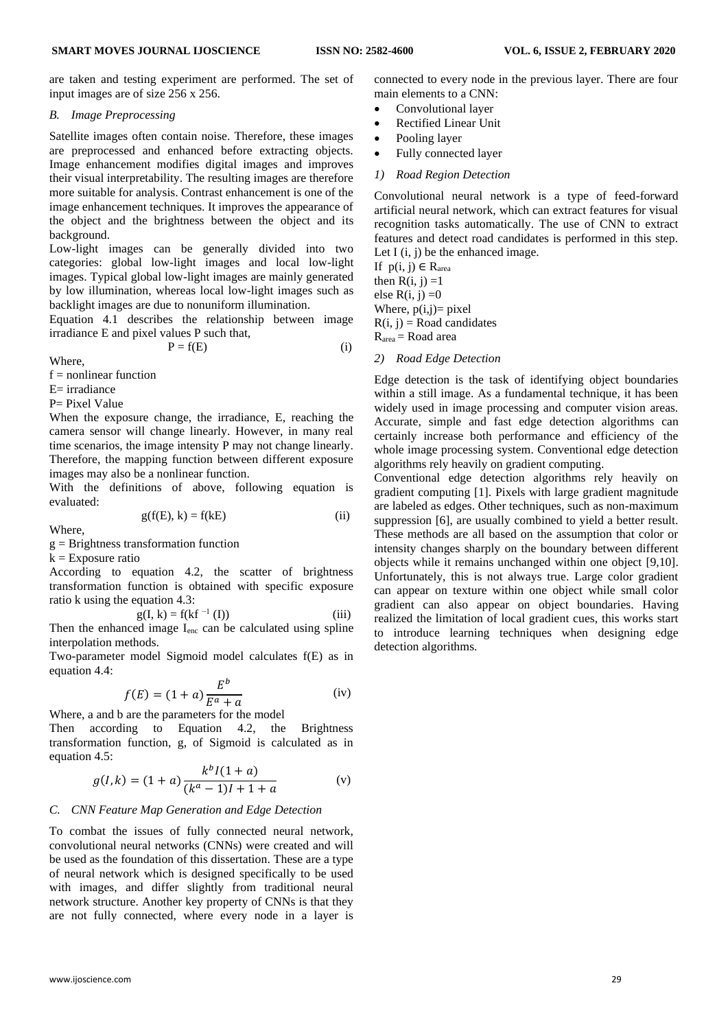are taken and testing experiment are performed. The set of input images are of size 256 x 256.

### *B. Image Preprocessing*

Satellite images often contain noise. Therefore, these images are preprocessed and enhanced before extracting objects. Image enhancement modifies digital images and improves their visual interpretability. The resulting images are therefore more suitable for analysis. Contrast enhancement is one of the image enhancement techniques. It improves the appearance of the object and the brightness between the object and its background.

Low-light images can be generally divided into two categories: global low-light images and local low-light images. Typical global low-light images are mainly generated by low illumination, whereas local low-light images such as backlight images are due to nonuniform illumination.

Equation 4.1 describes the relationship between image irradiance E and pixel values P such that,

$$P = f(E) \qquad \text{(i)}$$

Where,

f = nonlinear function

E= irradiance

P= Pixel Value

When the exposure change, the irradiance, E, reaching the camera sensor will change linearly. However, in many real time scenarios, the image intensity P may not change linearly. Therefore, the mapping function between different exposure images may also be a nonlinear function.

With the definitions of above, following equation is evaluated:

$$g(f(E), k) = f(kE) \qquad \text{(ii)}$$

Where,

g = Brightness transformation function

k = Exposure ratio

According to equation 4.2, the scatter of brightness transformation function is obtained with specific exposure ratio k using the equation 4.3:

$$g(I, k) = f(kf^{-1}(I)) \qquad \text{(iii)}$$

Then the enhanced image $I_{enc}$ can be calculated using spline interpolation methods.

Two-parameter model Sigmoid model calculates f(E) as in equation 4.4:

$$f(E) = (1 + a)\frac{E^b}{E^a + a} \qquad \text{(iv)}$$

Where, a and b are the parameters for the model

Then according to Equation 4.2, the Brightness transformation function, g, of Sigmoid is calculated as in equation 4.5:

$$g(I, k) = (1 + a)\frac{k^b I(1 + a)}{(k^a - 1)I + 1 + a} \qquad \text{(v)}$$

### *C. CNN Feature Map Generation and Edge Detection*

To combat the issues of fully connected neural network, convolutional neural networks (CNNs) were created and will be used as the foundation of this dissertation. These are a type of neural network which is designed specifically to be used with images, and differ slightly from traditional neural network structure. Another key property of CNNs is that they are not fully connected, where every node in a layer is connected to every node in the previous layer. There are four main elements to a CNN:

- Convolutional layer
- Rectified Linear Unit
- Pooling layer
- Fully connected layer

#### *1) Road Region Detection*

Convolutional neural network is a type of feed-forward artificial neural network, which can extract features for visual recognition tasks automatically. The use of CNN to extract features and detect road candidates is performed in this step.

Let I (i, j) be the enhanced image.

If $p(i, j) \in R_{area}$

then R(i, j) =1

else R(i, j) =0

Where, p(i,j)= pixel

R(i, j) = Road candidates

$R_{area}$ = Road area

#### *2) Road Edge Detection*

Edge detection is the task of identifying object boundaries within a still image. As a fundamental technique, it has been widely used in image processing and computer vision areas. Accurate, simple and fast edge detection algorithms can certainly increase both performance and efficiency of the whole image processing system. Conventional edge detection algorithms rely heavily on gradient computing.

Conventional edge detection algorithms rely heavily on gradient computing [1]. Pixels with large gradient magnitude are labeled as edges. Other techniques, such as non-maximum suppression [6], are usually combined to yield a better result. These methods are all based on the assumption that color or intensity changes sharply on the boundary between different objects while it remains unchanged within one object [9,10]. Unfortunately, this is not always true. Large color gradient can appear on texture within one object while small color gradient can also appear on object boundaries. Having realized the limitation of local gradient cues, this works start to introduce learning techniques when designing edge detection algorithms.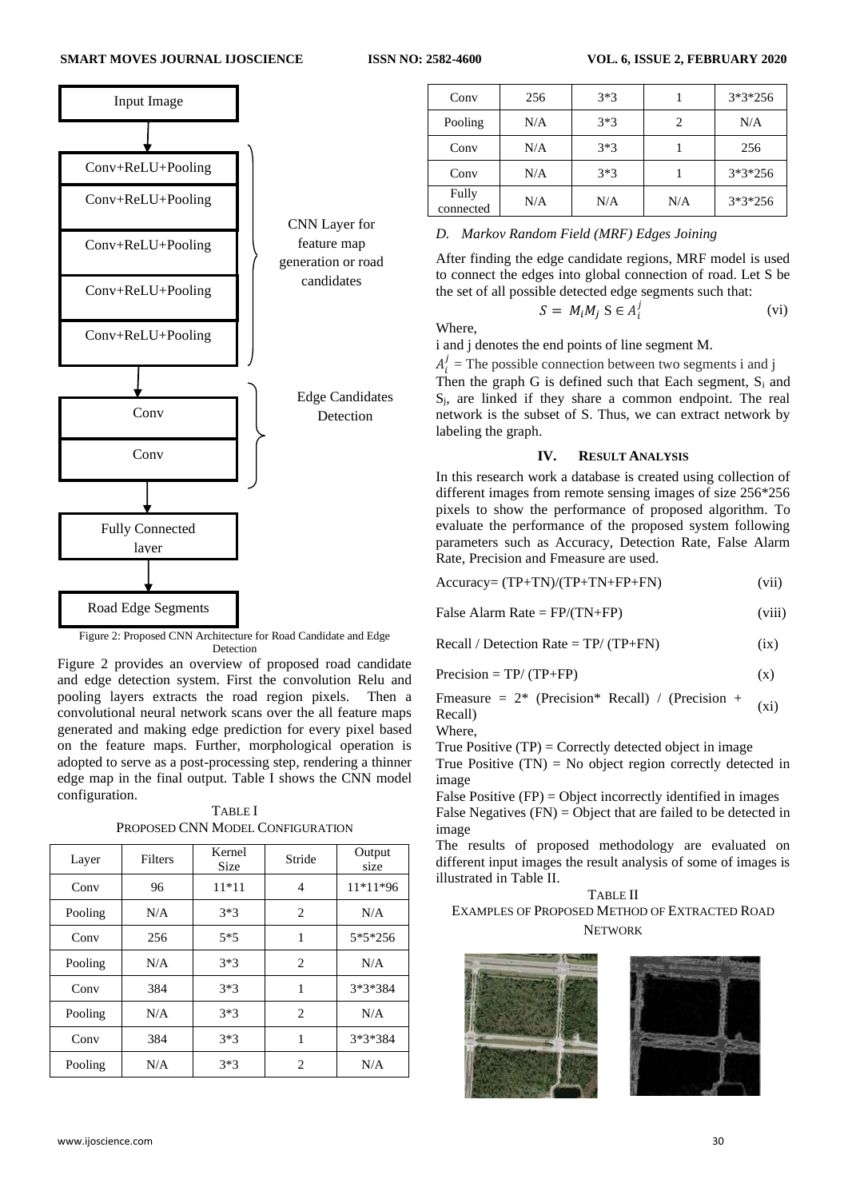Input Image

Conv+ReLU+Pooling

Conv+ReLU+Pooling

Conv+ReLU+Pooling

Conv+ReLU+Pooling

Conv+ReLU+Pooling

CNN Layer for feature map generation or road candidates

Conv

Conv

Edge Candidates Detection

Fully Connected layer

Road Edge Segments

Figure 2: Proposed CNN Architecture for Road Candidate and Edge Detection

Figure 2 provides an overview of proposed road candidate and edge detection system. First the convolution Relu and pooling layers extracts the road region pixels. Then a convolutional neural network scans over the all feature maps generated and making edge prediction for every pixel based on the feature maps. Further, morphological operation is adopted to serve as a post-processing step, rendering a thinner edge map in the final output. Table I shows the CNN model configuration.

TABLE I
PROPOSED CNN MODEL CONFIGURATION

| Layer | Filters | Kernel Size | Stride | Output size |
|---|---|---|---|---|
| Conv | 96 | 11*11 | 4 | 11*11*96 |
| Pooling | N/A | 3*3 | 2 | N/A |
| Conv | 256 | 5*5 | 1 | 5*5*256 |
| Pooling | N/A | 3*3 | 2 | N/A |
| Conv | 384 | 3*3 | 1 | 3*3*384 |
| Pooling | N/A | 3*3 | 2 | N/A |
| Conv | 384 | 3*3 | 1 | 3*3*384 |
| Pooling | N/A | 3*3 | 2 | N/A |
| Conv | 256 | 3*3 | 1 | 3*3*256 |
| Pooling | N/A | 3*3 | 2 | N/A |
| Conv | N/A | 3*3 | 1 | 256 |
| Conv | N/A | 3*3 | 1 | 3*3*256 |
| Fully connected | N/A | N/A | N/A | 3*3*256 |

### *D. Markov Random Field (MRF) Edges Joining*

After finding the edge candidate regions, MRF model is used to connect the edges into global connection of road. Let S be the set of all possible detected edge segments such that:

$$S = M_i M_j \; S \in A_i^j \qquad \text{(vi)}$$

Where,

i and j denotes the end points of line segment M.

$A_i^j$ = The possible connection between two segments i and j

Then the graph G is defined such that Each segment, $S_i$ and $S_j$, are linked if they share a common endpoint. The real network is the subset of S. Thus, we can extract network by labeling the graph.

## IV. RESULT ANALYSIS

In this research work a database is created using collection of different images from remote sensing images of size 256*256 pixels to show the performance of proposed algorithm. To evaluate the performance of the proposed system following parameters such as Accuracy, Detection Rate, False Alarm Rate, Precision and Fmeasure are used.

Accuracy= (TP+TN)/(TP+TN+FP+FN) (vii)

False Alarm Rate = FP/(TN+FP) (viii)

Recall / Detection Rate = TP/ (TP+FN) (ix)

Precision = TP/ (TP+FP) (x)

Fmeasure = 2* (Precision* Recall) / (Precision + Recall) (xi)

Where,

True Positive (TP) = Correctly detected object in image

True Positive (TN) = No object region correctly detected in image

False Positive (FP) = Object incorrectly identified in images

False Negatives (FN) = Object that are failed to be detected in image

The results of proposed methodology are evaluated on different input images the result analysis of some of images is illustrated in Table II.

TABLE II
EXAMPLES OF PROPOSED METHOD OF EXTRACTED ROAD NETWORK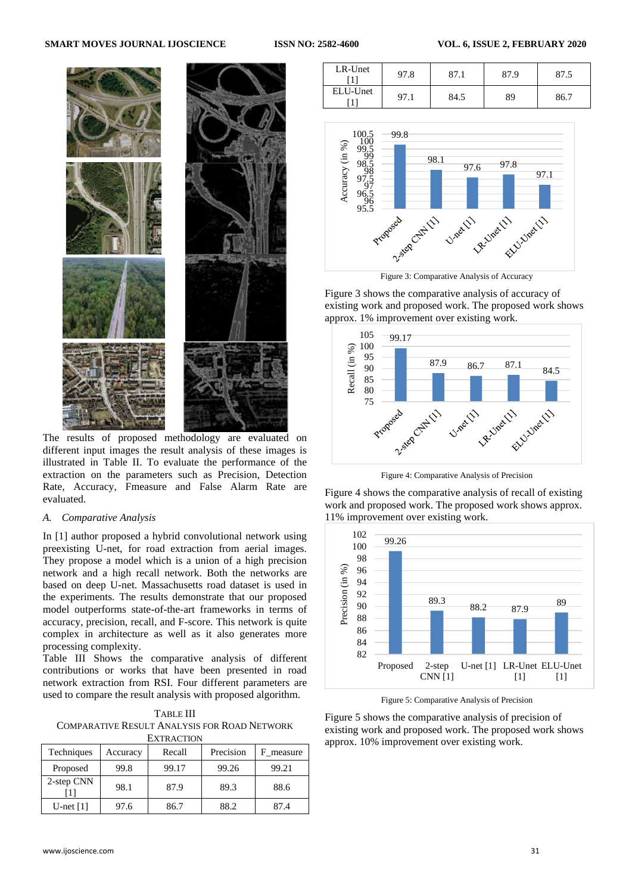The results of proposed methodology are evaluated on different input images the result analysis of these images is illustrated in Table II. To evaluate the performance of the extraction on the parameters such as Precision, Detection Rate, Accuracy, Fmeasure and False Alarm Rate are evaluated.

### A. Comparative Analysis

In [1] author proposed a hybrid convolutional network using preexisting U-net, for road extraction from aerial images. They propose a model which is a union of a high precision network and a high recall network. Both the networks are based on deep U-net. Massachusetts road dataset is used in the experiments. The results demonstrate that our proposed model outperforms state-of-the-art frameworks in terms of accuracy, precision, recall, and F-score. This network is quite complex in architecture as well as it also generates more processing complexity.

Table III Shows the comparative analysis of different contributions or works that have been presented in road network extraction from RSI. Four different parameters are used to compare the result analysis with proposed algorithm.

TABLE III
COMPARATIVE RESULT ANALYSIS FOR ROAD NETWORK EXTRACTION

| Techniques | Accuracy | Recall | Precision | F_measure |
|---|---|---|---|---|
| Proposed | 99.8 | 99.17 | 99.26 | 99.21 |
| 2-step CNN [1] | 98.1 | 87.9 | 89.3 | 88.6 |
| U-net [1] | 97.6 | 86.7 | 88.2 | 87.4 |
| LR-Unet [1] | 97.8 | 87.1 | 87.9 | 87.5 |
| ELU-Unet [1] | 97.1 | 84.5 | 89 | 86.7 |

Figure 3: Comparative Analysis of Accuracy

Figure 3 shows the comparative analysis of accuracy of existing work and proposed work. The proposed work shows approx. 1% improvement over existing work.

Figure 4: Comparative Analysis of Precision

Figure 4 shows the comparative analysis of recall of existing work and proposed work. The proposed work shows approx. 11% improvement over existing work.

Figure 5: Comparative Analysis of Precision

Figure 5 shows the comparative analysis of precision of existing work and proposed work. The proposed work shows approx. 10% improvement over existing work.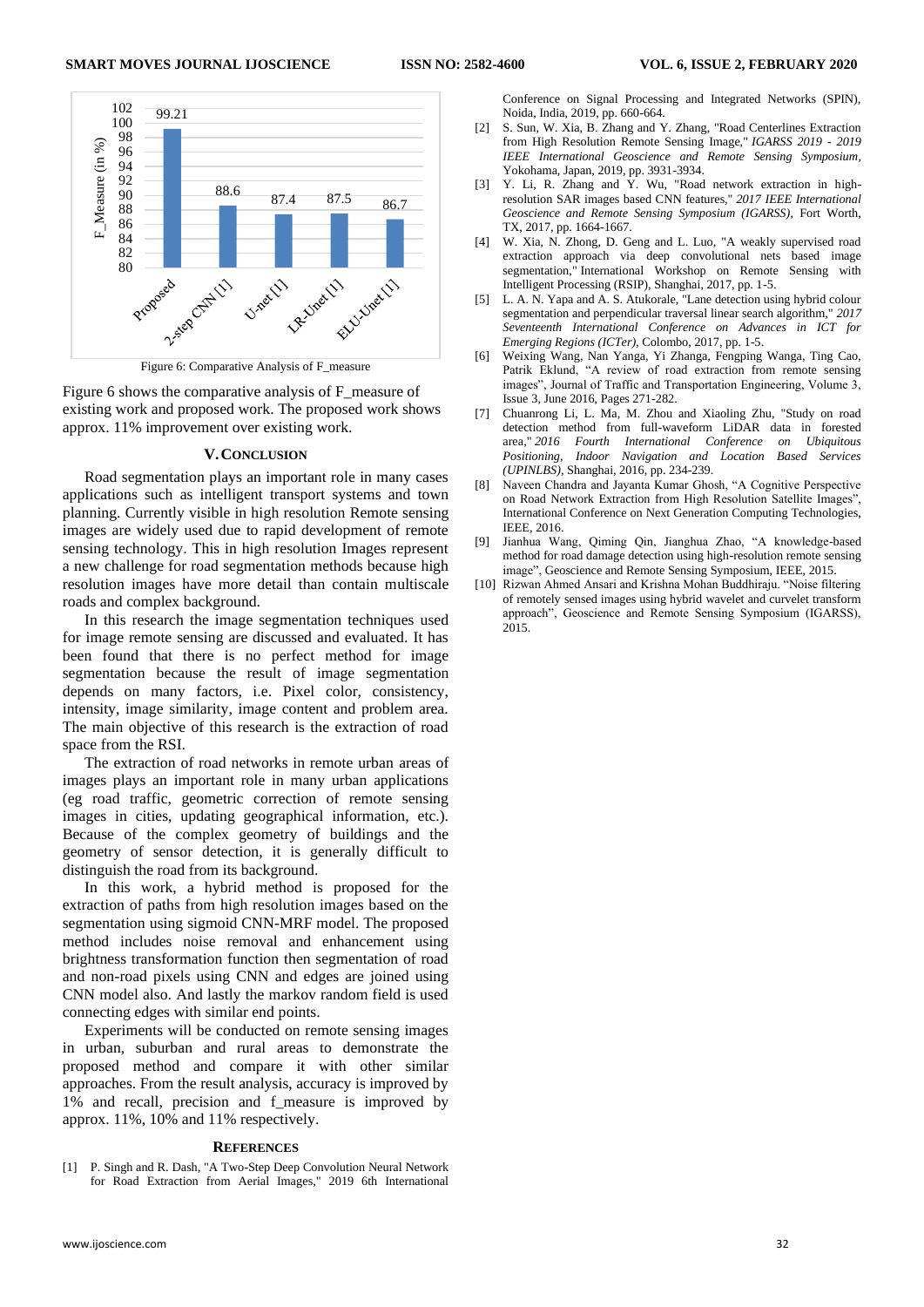102
100
98
96
94
92
90
88
86
84
82
80

F_Measure (in %)

99.21
88.6
87.4
87.5
86.7

Proposed
2-step CNN [1]
U-net [1]
LR-Unet [1]
ELU-Unet [1]

Figure 6: Comparative Analysis of F_measure

Figure 6 shows the comparative analysis of F_measure of existing work and proposed work. The proposed work shows approx. 11% improvement over existing work.

## V. Conclusion

Road segmentation plays an important role in many cases applications such as intelligent transport systems and town planning. Currently visible in high resolution Remote sensing images are widely used due to rapid development of remote sensing technology. This in high resolution Images represent a new challenge for road segmentation methods because high resolution images have more detail than contain multiscale roads and complex background.

In this research the image segmentation techniques used for image remote sensing are discussed and evaluated. It has been found that there is no perfect method for image segmentation because the result of image segmentation depends on many factors, i.e. Pixel color, consistency, intensity, image similarity, image content and problem area. The main objective of this research is the extraction of road space from the RSI.

The extraction of road networks in remote urban areas of images plays an important role in many urban applications (eg road traffic, geometric correction of remote sensing images in cities, updating geographical information, etc.). Because of the complex geometry of buildings and the geometry of sensor detection, it is generally difficult to distinguish the road from its background.

In this work, a hybrid method is proposed for the extraction of paths from high resolution images based on the segmentation using sigmoid CNN-MRF model. The proposed method includes noise removal and enhancement using brightness transformation function then segmentation of road and non-road pixels using CNN and edges are joined using CNN model also. And lastly the markov random field is used connecting edges with similar end points.

Experiments will be conducted on remote sensing images in urban, suburban and rural areas to demonstrate the proposed method and compare it with other similar approaches. From the result analysis, accuracy is improved by 1% and recall, precision and f_measure is improved by approx. 11%, 10% and 11% respectively.

## References

[1] P. Singh and R. Dash, "A Two-Step Deep Convolution Neural Network for Road Extraction from Aerial Images," 2019 6th International Conference on Signal Processing and Integrated Networks (SPIN), Noida, India, 2019, pp. 660-664.

[2] S. Sun, W. Xia, B. Zhang and Y. Zhang, "Road Centerlines Extraction from High Resolution Remote Sensing Image," *IGARSS 2019 - 2019 IEEE International Geoscience and Remote Sensing Symposium*, Yokohama, Japan, 2019, pp. 3931-3934.

[3] Y. Li, R. Zhang and Y. Wu, "Road network extraction in high-resolution SAR images based CNN features," *2017 IEEE International Geoscience and Remote Sensing Symposium (IGARSS)*, Fort Worth, TX, 2017, pp. 1664-1667.

[4] W. Xia, N. Zhong, D. Geng and L. Luo, "A weakly supervised road extraction approach via deep convolutional nets based image segmentation," International Workshop on Remote Sensing with Intelligent Processing (RSIP), Shanghai, 2017, pp. 1-5.

[5] L. A. N. Yapa and A. S. Atukorale, "Lane detection using hybrid colour segmentation and perpendicular traversal linear search algorithm," *2017 Seventeenth International Conference on Advances in ICT for Emerging Regions (ICTer)*, Colombo, 2017, pp. 1-5.

[6] Weixing Wang, Nan Yanga, Yi Zhanga, Fengping Wanga, Ting Cao, Patrik Eklund, "A review of road extraction from remote sensing images", Journal of Traffic and Transportation Engineering, Volume 3, Issue 3, June 2016, Pages 271-282.

[7] Chuanrong Li, L. Ma, M. Zhou and Xiaoling Zhu, "Study on road detection method from full-waveform LiDAR data in forested area," *2016 Fourth International Conference on Ubiquitous Positioning, Indoor Navigation and Location Based Services (UPINLBS)*, Shanghai, 2016, pp. 234-239.

[8] Naveen Chandra and Jayanta Kumar Ghosh, "A Cognitive Perspective on Road Network Extraction from High Resolution Satellite Images", International Conference on Next Generation Computing Technologies, IEEE, 2016.

[9] Jianhua Wang, Qiming Qin, Jianghua Zhao, "A knowledge-based method for road damage detection using high-resolution remote sensing image", Geoscience and Remote Sensing Symposium, IEEE, 2015.

[10] Rizwan Ahmed Ansari and Krishna Mohan Buddhiraju. "Noise filtering of remotely sensed images using hybrid wavelet and curvelet transform approach", Geoscience and Remote Sensing Symposium (IGARSS), 2015.